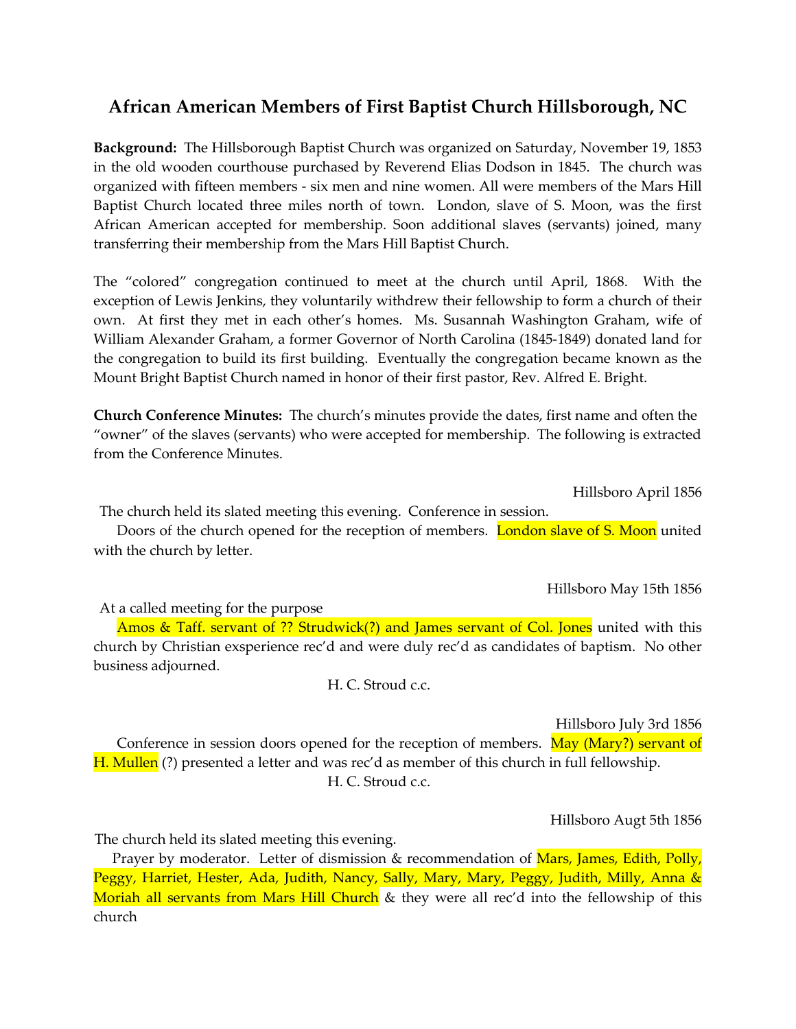# African American Members of First Baptist Church Hillsborough, NC

**Background:** The Hillsborough Baptist Church was organized on Saturday, November 19, 1853 in the old wooden courthouse purchased by Reverend Elias Dodson in 1845. The church was organized with fifteen members - six men and nine women. All were members of the Mars Hill Baptist Church located three miles north of town. London, slave of S. Moon, was the first African American accepted for membership. Soon additional slaves (servants) joined, many transferring their membership from the Mars Hill Baptist Church.

The "colored" congregation continued to meet at the church until April, 1868. With the exception of Lewis Jenkins, they voluntarily withdrew their fellowship to form a church of their own. At first they met in each other's homes. Ms. Susannah Washington Graham, wife of William Alexander Graham, a former Governor of North Carolina (1845-1849) donated land for the congregation to build its first building. Eventually the congregation became known as the Mount Bright Baptist Church named in honor of their first pastor, Rev. Alfred E. Bright.

**Church Conference Minutes:** The church's minutes provide the dates, first name and often the "owner" of the slaves (servants) who were accepted for membership. The following is extracted from the Conference Minutes.

Hillsboro April 1856

The church held its slated meeting this evening. Conference in session.

Doors of the church opened for the reception of members. London slave of S. Moon united with the church by letter.

Hillsboro May 15th 1856

At a called meeting for the purpose

Amos & Taff. servant of ?? Strudwick(?) and James servant of Col. Jones united with this church by Christian exsperience rec'd and were duly rec'd as candidates of baptism. No other business adjourned.

H. C. Stroud c.c.

Hillsboro July 3rd 1856

Conference in session doors opened for the reception of members. May (Mary?) servant of H. Mullen (?) presented a letter and was rec'd as member of this church in full fellowship.

H. C. Stroud c.c.

Hillsboro Augt 5th 1856

The church held its slated meeting this evening.

Prayer by moderator. Letter of dismission & recommendation of Mars, James, Edith, Polly, Peggy, Harriet, Hester, Ada, Judith, Nancy, Sally, Mary, Mary, Peggy, Judith, Milly, Anna & Moriah all servants from Mars Hill Church & they were all rec'd into the fellowship of this church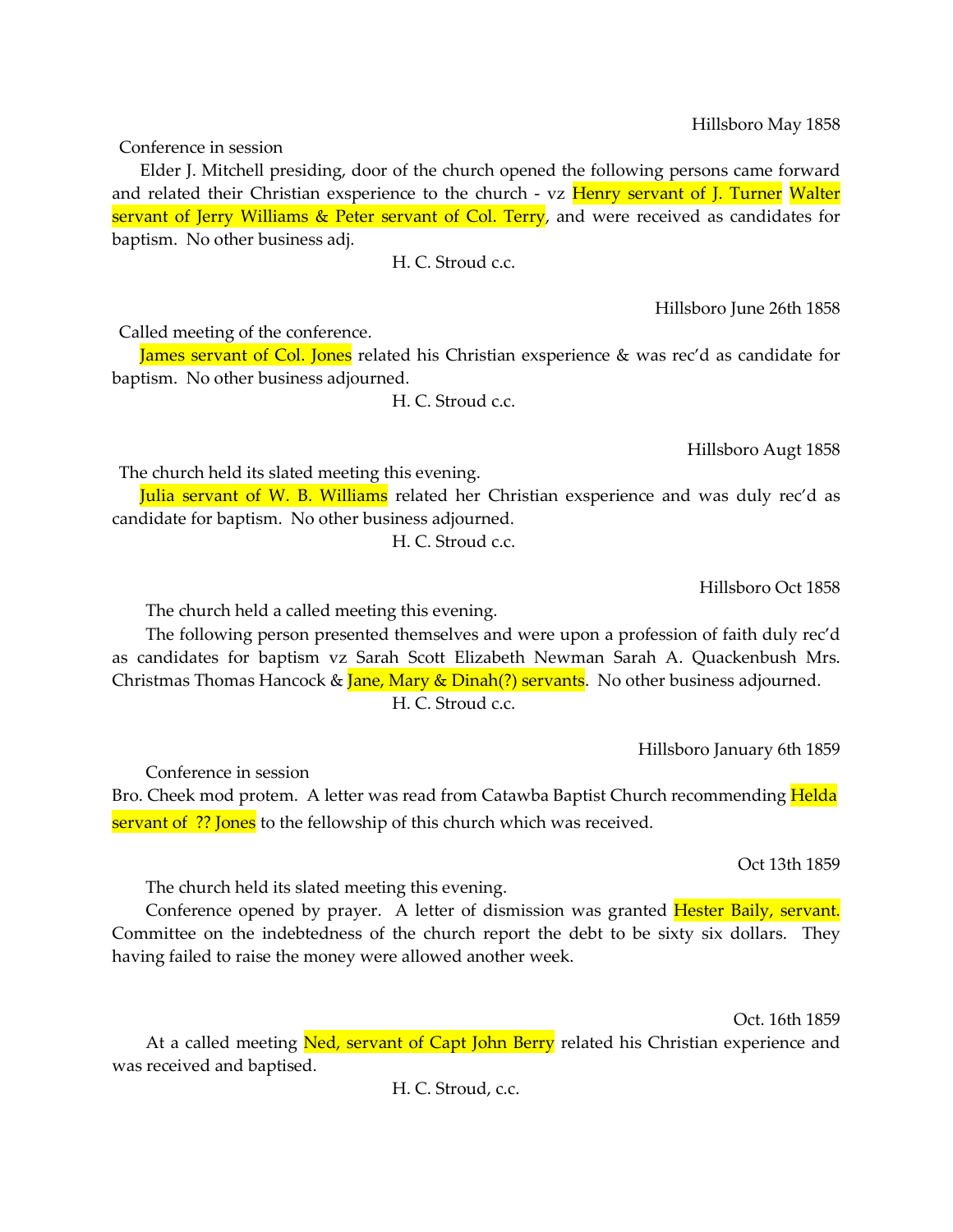Hillsboro May 1858

Conference in session

Elder J. Mitchell presiding, door of the church opened the following persons came forward and related their Christian exsperience to the church - vz Henry servant of J. Turner Walter servant of Jerry Williams & Peter servant of Col. Terry, and were received as candidates for baptism. No other business adj.

H. C. Stroud c.c.

Hillsboro June 26th 1858

Called meeting of the conference.

James servant of Col. Jones related his Christian exsperience & was rec'd as candidate for baptism. No other business adjourned.

H. C. Stroud c.c.

Hillsboro Augt 1858

The church held its slated meeting this evening.

Julia servant of W. B. Williams related her Christian exsperience and was duly rec'd as candidate for baptism. No other business adjourned.

H. C. Stroud c.c.

Hillsboro Oct 1858

The church held a called meeting this evening.

The following person presented themselves and were upon a profession of faith duly rec'd as candidates for baptism vz Sarah Scott Elizabeth Newman Sarah A. Quackenbush Mrs. Christmas Thomas Hancock & Jane, Mary & Dinah(?) servants. No other business adjourned.

H. C. Stroud c.c.

Hillsboro January 6th 1859

Conference in session

Bro. Cheek mod protem. A letter was read from Catawba Baptist Church recommending Helda servant of ?? Jones to the fellowship of this church which was received.

Oct 13th 1859

The church held its slated meeting this evening.

Conference opened by prayer. A letter of dismission was granted Hester Baily, servant. Committee on the indebtedness of the church report the debt to be sixty six dollars. They having failed to raise the money were allowed another week.

Oct. 16th 1859

At a called meeting Ned, servant of Capt John Berry related his Christian experience and was received and baptised.

H. C. Stroud, c.c.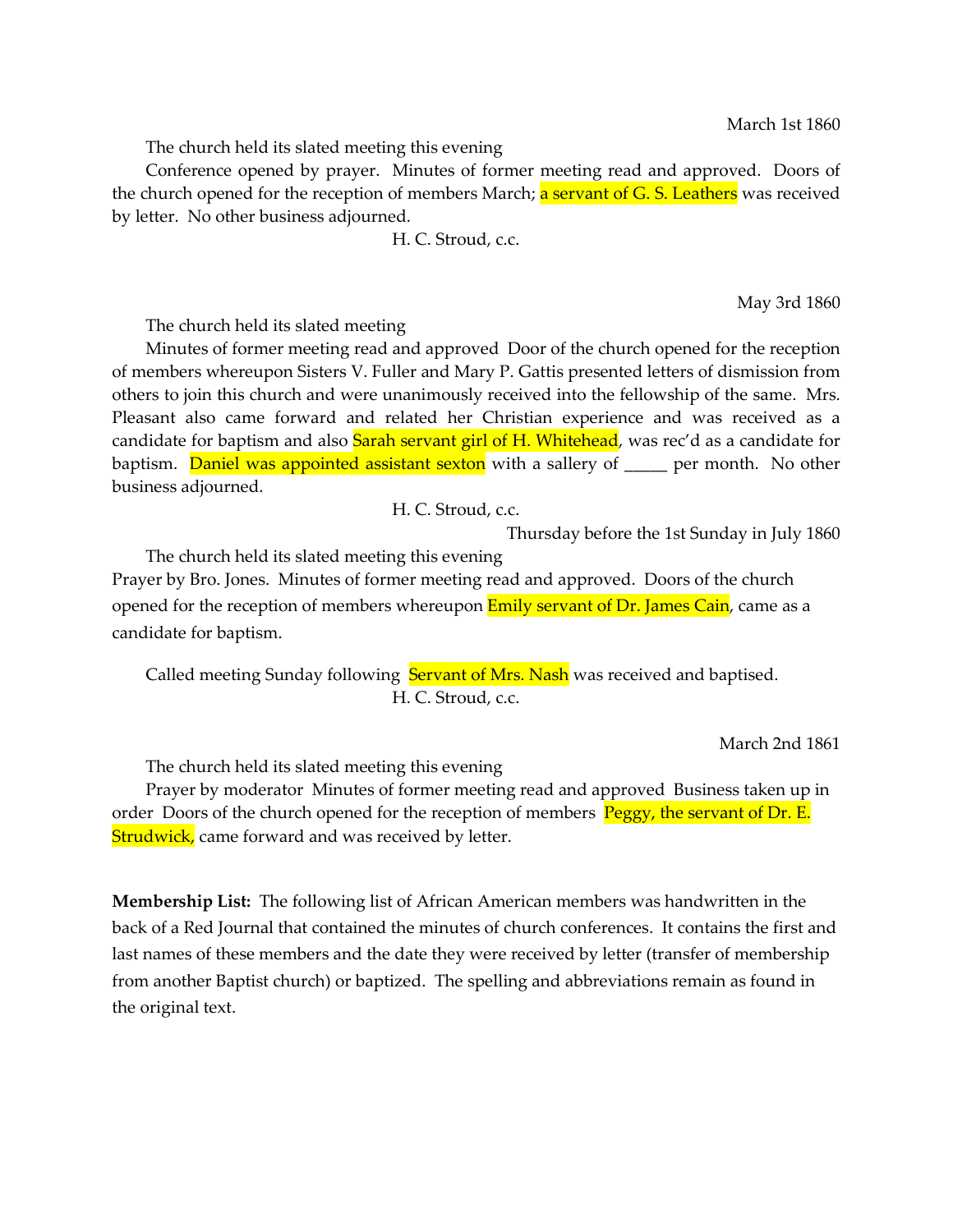March 1st 1860

The church held its slated meeting this evening

Conference opened by prayer. Minutes of former meeting read and approved. Doors of the church opened for the reception of members March; a servant of G. S. Leathers was received by letter. No other business adjourned.

H. C. Stroud, c.c.

May 3rd 1860

The church held its slated meeting

Minutes of former meeting read and approved Door of the church opened for the reception of members whereupon Sisters V. Fuller and Mary P. Gattis presented letters of dismission from others to join this church and were unanimously received into the fellowship of the same. Mrs. Pleasant also came forward and related her Christian experience and was received as a candidate for baptism and also Sarah servant girl of H. Whitehead, was rec'd as a candidate for baptism. Daniel was appointed assistant sexton with a sallery of _____ per month. No other business adjourned.

H. C. Stroud, c.c.

Thursday before the 1st Sunday in July 1860

The church held its slated meeting this evening

Prayer by Bro. Jones. Minutes of former meeting read and approved. Doors of the church opened for the reception of members whereupon Emily servant of Dr. James Cain, came as a candidate for baptism.

Called meeting Sunday following Servant of Mrs. Nash was received and baptised.

H. C. Stroud, c.c.

March 2nd 1861

The church held its slated meeting this evening

Prayer by moderator Minutes of former meeting read and approved Business taken up in order Doors of the church opened for the reception of members Peggy, the servant of Dr. E. Strudwick, came forward and was received by letter.

**Membership List:** The following list of African American members was handwritten in the back of a Red Journal that contained the minutes of church conferences. It contains the first and last names of these members and the date they were received by letter (transfer of membership from another Baptist church) or baptized. The spelling and abbreviations remain as found in the original text.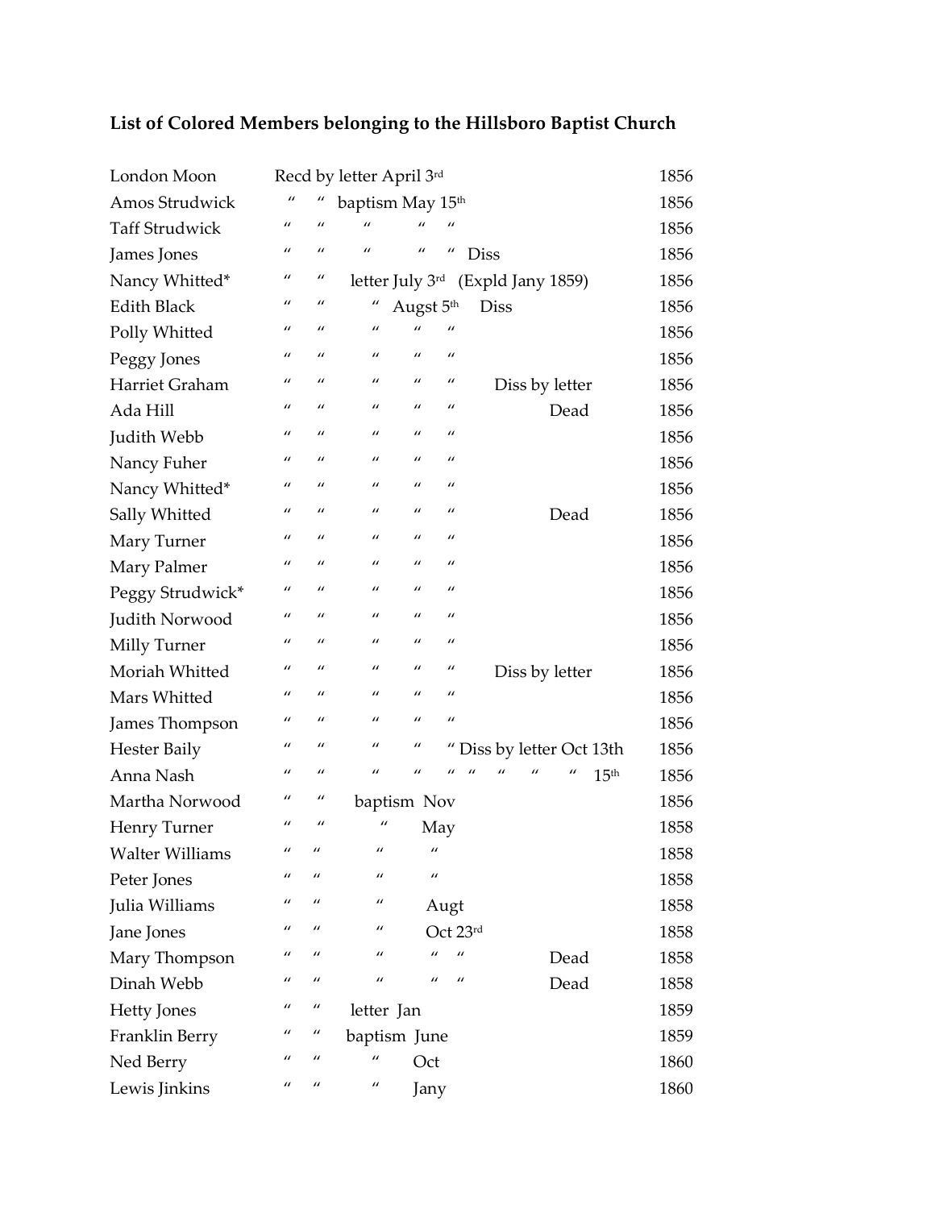**List of Colored Members belonging to the Hillsboro Baptist Church**

| Name | Entry | Year |
|---|---|---|
| London Moon | Recd by letter April 3rd | 1856 |
| Amos Strudwick | " " baptism May 15th | 1856 |
| Taff Strudwick | " " " " " | 1856 |
| James Jones | " " " " " Diss | 1856 |
| Nancy Whitted* | " " letter July 3rd (Expld Jany 1859) | 1856 |
| Edith Black | " " " Augst 5th Diss | 1856 |
| Polly Whitted | " " " " " | 1856 |
| Peggy Jones | " " " " " | 1856 |
| Harriet Graham | " " " " " Diss by letter | 1856 |
| Ada Hill | " " " " " Dead | 1856 |
| Judith Webb | " " " " " | 1856 |
| Nancy Fuher | " " " " " | 1856 |
| Nancy Whitted* | " " " " " | 1856 |
| Sally Whitted | " " " " " Dead | 1856 |
| Mary Turner | " " " " " | 1856 |
| Mary Palmer | " " " " " | 1856 |
| Peggy Strudwick* | " " " " " | 1856 |
| Judith Norwood | " " " " " | 1856 |
| Milly Turner | " " " " " | 1856 |
| Moriah Whitted | " " " " " Diss by letter | 1856 |
| Mars Whitted | " " " " " | 1856 |
| James Thompson | " " " " " | 1856 |
| Hester Baily | " " " " " Diss by letter Oct 13th | 1856 |
| Anna Nash | " " " " " " " " " 15th | 1856 |
| Martha Norwood | " " baptism Nov | 1856 |
| Henry Turner | " " " May | 1858 |
| Walter Williams | " " " " | 1858 |
| Peter Jones | " " " " | 1858 |
| Julia Williams | " " " Augt | 1858 |
| Jane Jones | " " " Oct 23rd | 1858 |
| Mary Thompson | " " " " " Dead | 1858 |
| Dinah Webb | " " " " " Dead | 1858 |
| Hetty Jones | " " letter Jan | 1859 |
| Franklin Berry | " " baptism June | 1859 |
| Ned Berry | " " " Oct | 1860 |
| Lewis Jinkins | " " " Jany | 1860 |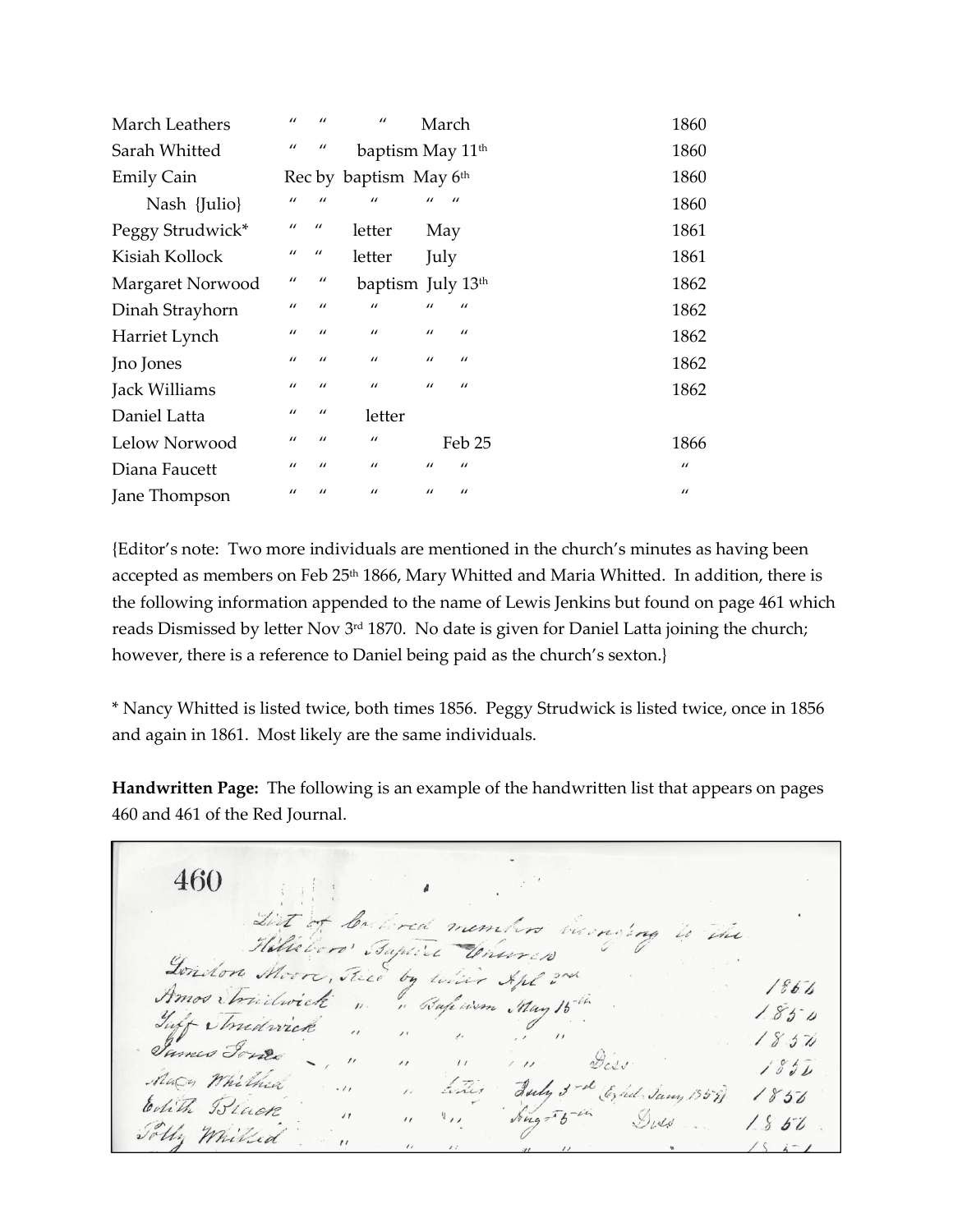| | | | | | | |
|---|---|---|---|---|---|---|
| March Leathers | " | " | " | March | | 1860 |
| Sarah Whitted | " | " | baptism May 11th | | | 1860 |
| Emily Cain | Rec by | | baptism May 6th | | | 1860 |
| Nash {Julio} | " | " | " | " | " | 1860 |
| Peggy Strudwick* | " | " | letter | May | | 1861 |
| Kisiah Kollock | " | " | letter | July | | 1861 |
| Margaret Norwood | " | " | baptism July 13th | | | 1862 |
| Dinah Strayhorn | " | " | " | " | " | 1862 |
| Harriet Lynch | " | " | " | " | " | 1862 |
| Jno Jones | " | " | " | " | " | 1862 |
| Jack Williams | " | " | " | " | " | 1862 |
| Daniel Latta | " | " | letter | | | |
| Lelow Norwood | " | " | " | Feb 25 | | 1866 |
| Diana Faucett | " | " | " | " | " | " |
| Jane Thompson | " | " | " | " | " | " |

{Editor's note: Two more individuals are mentioned in the church's minutes as having been accepted as members on Feb 25th 1866, Mary Whitted and Maria Whitted. In addition, there is the following information appended to the name of Lewis Jenkins but found on page 461 which reads Dismissed by letter Nov 3rd 1870. No date is given for Daniel Latta joining the church; however, there is a reference to Daniel being paid as the church's sexton.}

* Nancy Whitted is listed twice, both times 1856. Peggy Strudwick is listed twice, once in 1856 and again in 1861. Most likely are the same individuals.

**Handwritten Page:** The following is an example of the handwritten list that appears on pages 460 and 461 of the Red Journal.

460

List of Colored members belonging to the Hillsboro' Baptist Church

London Moore, Rec'd by letter Apl 2nd 1856
Amos Strudwick " " Baptism May 18th 1856
Guff Strudwick " " " " " 1856
James Jones " " " " " Decs 1856
Nancy Whitted " " Letter July 3rd (Exld. Jany 1858) 1856
Edith Black " " " Augst 5th Decs 1856
Polly Whitted " " " " " 1856